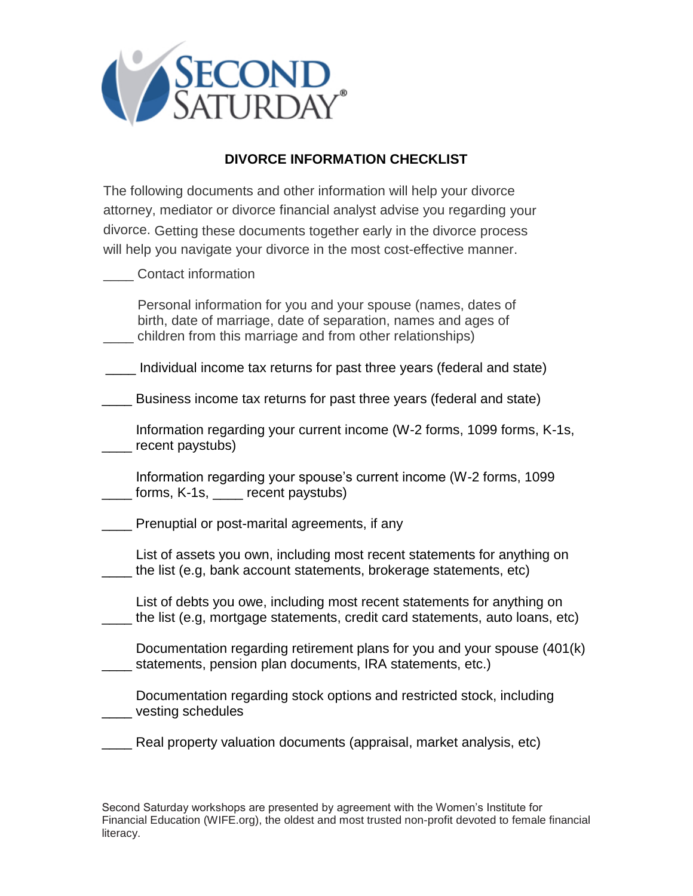SECOND SATURDAY®

## DIVORCE INFORMATION CHECKLIST

The following documents and other information will help your divorce attorney, mediator or divorce financial analyst advise you regarding your divorce. Getting these documents together early in the divorce process will help you navigate your divorce in the most cost-effective manner.

____ Contact information

____ Personal information for you and your spouse (names, dates of birth, date of marriage, date of separation, names and ages of children from this marriage and from other relationships)

____ Individual income tax returns for past three years (federal and state)

____ Business income tax returns for past three years (federal and state)

____ Information regarding your current income (W-2 forms, 1099 forms, K-1s, recent paystubs)

____ Information regarding your spouse's current income (W-2 forms, 1099 forms, K-1s, ____ recent paystubs)

____ Prenuptial or post-marital agreements, if any

____ List of assets you own, including most recent statements for anything on the list (e.g, bank account statements, brokerage statements, etc)

____ List of debts you owe, including most recent statements for anything on the list (e.g, mortgage statements, credit card statements, auto loans, etc)

____ Documentation regarding retirement plans for you and your spouse (401(k) statements, pension plan documents, IRA statements, etc.)

____ Documentation regarding stock options and restricted stock, including vesting schedules

____ Real property valuation documents (appraisal, market analysis, etc)

Second Saturday workshops are presented by agreement with the Women's Institute for Financial Education (WIFE.org), the oldest and most trusted non-profit devoted to female financial literacy.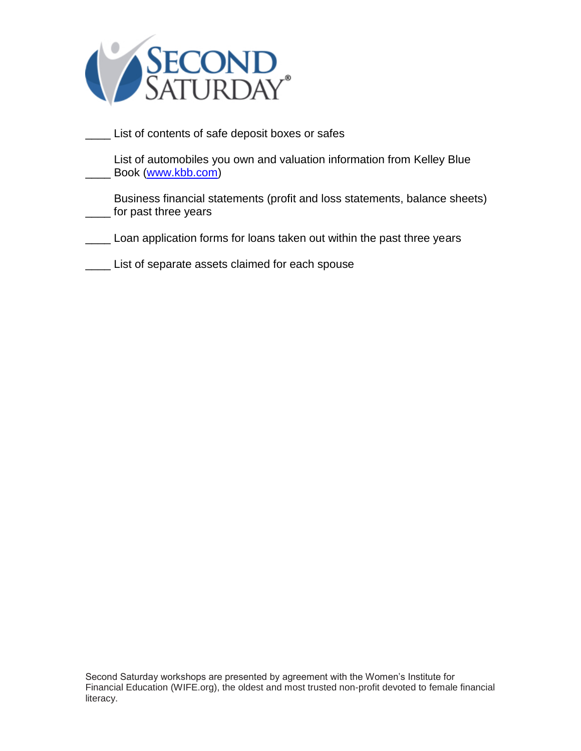____ List of contents of safe deposit boxes or safes

____ List of automobiles you own and valuation information from Kelley Blue Book (www.kbb.com)

____ Business financial statements (profit and loss statements, balance sheets) for past three years

____ Loan application forms for loans taken out within the past three years

____ List of separate assets claimed for each spouse

Second Saturday workshops are presented by agreement with the Women's Institute for Financial Education (WIFE.org), the oldest and most trusted non-profit devoted to female financial literacy.